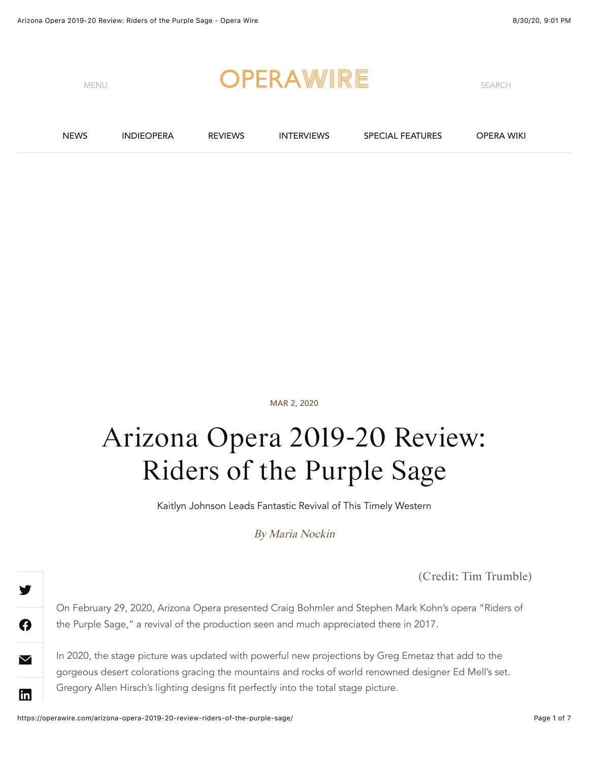MAR 2, 2020

# Arizona Opera 2019-20 Review: Riders of the Purple Sage

Kaitlyn Johnson Leads Fantastic Revival of This Timely Western

*By Maria Nockin*

(Credit: Tim Trumble)

On February 29, 2020, Arizona Opera presented Craig Bohmler and Stephen Mark Kohn's opera "Riders of the Purple Sage," a revival of the production seen and much appreciated there in 2017.

In 2020, the stage picture was updated with powerful new projections by Greg Emetaz that add to the gorgeous desert colorations gracing the mountains and rocks of world renowned designer Ed Mell's set. Gregory Allen Hirsch's lighting designs fit perfectly into the total stage picture.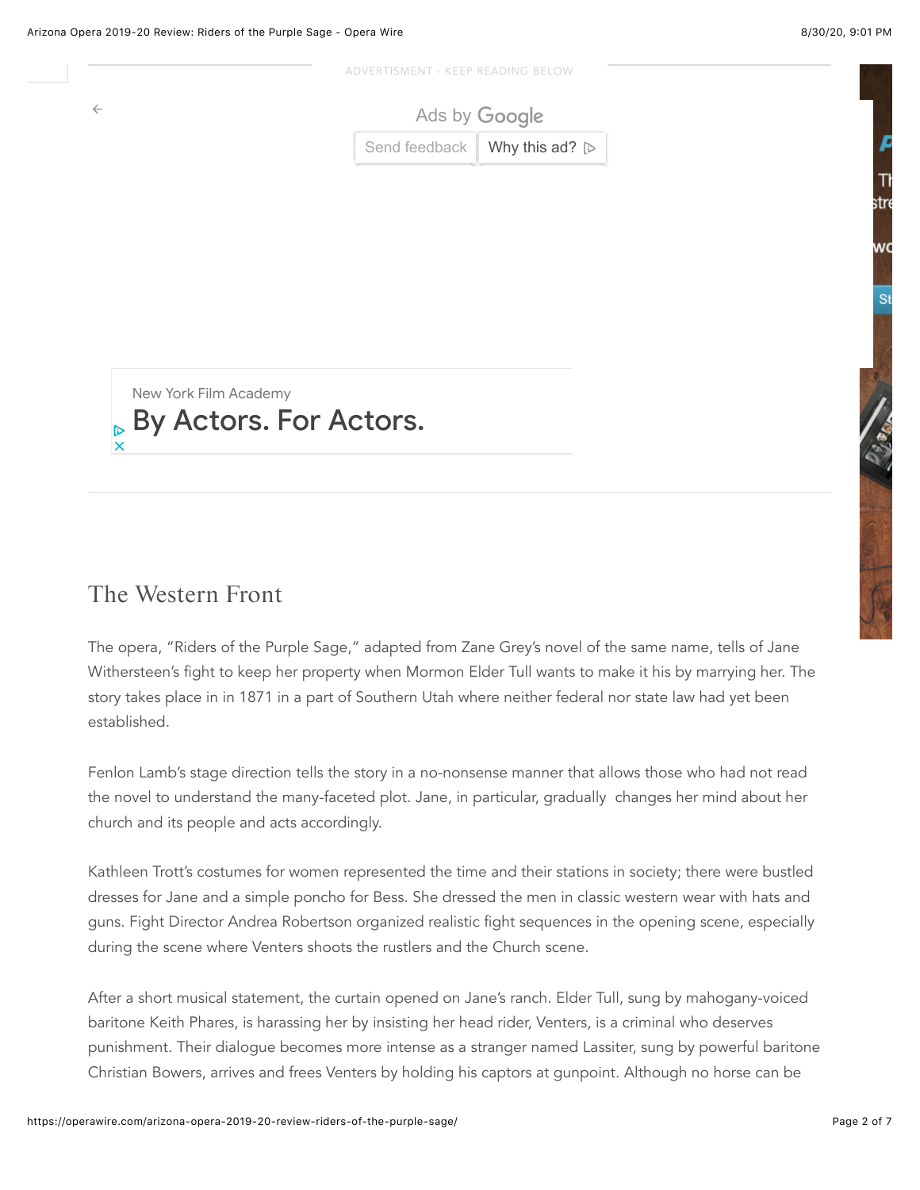## The Western Front

The opera, "Riders of the Purple Sage," adapted from Zane Grey's novel of the same name, tells of Jane Withersteen's fight to keep her property when Mormon Elder Tull wants to make it his by marrying her. The story takes place in in 1871 in a part of Southern Utah where neither federal nor state law had yet been established.

Fenlon Lamb's stage direction tells the story in a no-nonsense manner that allows those who had not read the novel to understand the many-faceted plot. Jane, in particular, gradually changes her mind about her church and its people and acts accordingly.

Kathleen Trott's costumes for women represented the time and their stations in society; there were bustled dresses for Jane and a simple poncho for Bess. She dressed the men in classic western wear with hats and guns. Fight Director Andrea Robertson organized realistic fight sequences in the opening scene, especially during the scene where Venters shoots the rustlers and the Church scene.

After a short musical statement, the curtain opened on Jane's ranch. Elder Tull, sung by mahogany-voiced baritone Keith Phares, is harassing her by insisting her head rider, Venters, is a criminal who deserves punishment. Their dialogue becomes more intense as a stranger named Lassiter, sung by powerful baritone Christian Bowers, arrives and frees Venters by holding his captors at gunpoint. Although no horse can be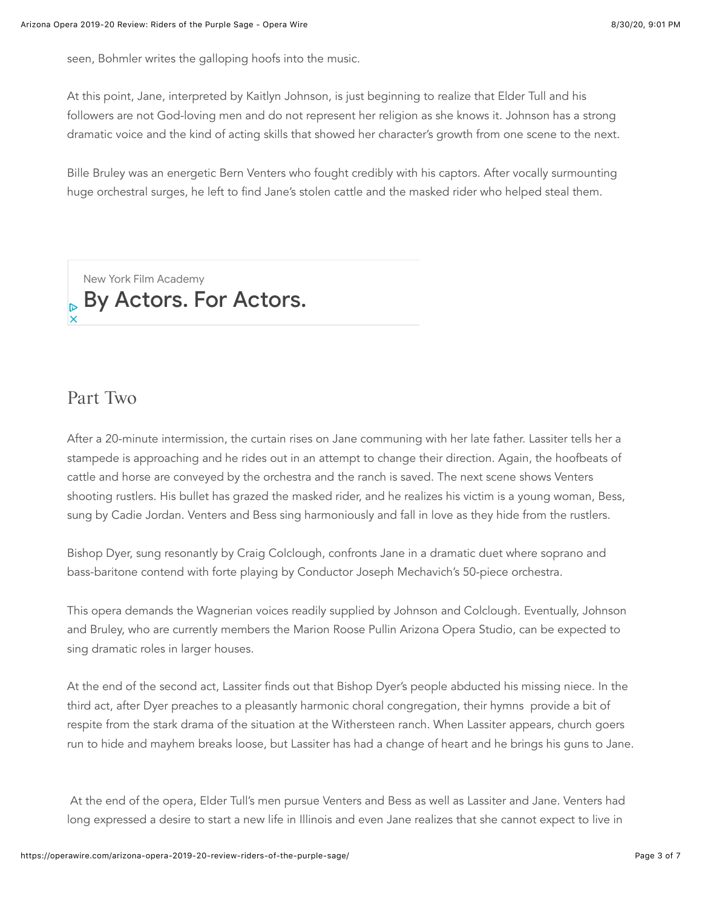seen, Bohmler writes the galloping hoofs into the music.

At this point, Jane, interpreted by Kaitlyn Johnson, is just beginning to realize that Elder Tull and his followers are not God-loving men and do not represent her religion as she knows it. Johnson has a strong dramatic voice and the kind of acting skills that showed her character's growth from one scene to the next.

Bille Bruley was an energetic Bern Venters who fought credibly with his captors. After vocally surmounting huge orchestral surges, he left to find Jane's stolen cattle and the masked rider who helped steal them.

New York Film Academy
By Actors. For Actors.

## Part Two

After a 20-minute intermission, the curtain rises on Jane communing with her late father. Lassiter tells her a stampede is approaching and he rides out in an attempt to change their direction. Again, the hoofbeats of cattle and horse are conveyed by the orchestra and the ranch is saved. The next scene shows Venters shooting rustlers. His bullet has grazed the masked rider, and he realizes his victim is a young woman, Bess, sung by Cadie Jordan. Venters and Bess sing harmoniously and fall in love as they hide from the rustlers.

Bishop Dyer, sung resonantly by Craig Colclough, confronts Jane in a dramatic duet where soprano and bass-baritone contend with forte playing by Conductor Joseph Mechavich's 50-piece orchestra.

This opera demands the Wagnerian voices readily supplied by Johnson and Colclough. Eventually, Johnson and Bruley, who are currently members the Marion Roose Pullin Arizona Opera Studio, can be expected to sing dramatic roles in larger houses.

At the end of the second act, Lassiter finds out that Bishop Dyer's people abducted his missing niece. In the third act, after Dyer preaches to a pleasantly harmonic choral congregation, their hymns provide a bit of respite from the stark drama of the situation at the Withersteen ranch. When Lassiter appears, church goers run to hide and mayhem breaks loose, but Lassiter has had a change of heart and he brings his guns to Jane.

At the end of the opera, Elder Tull's men pursue Venters and Bess as well as Lassiter and Jane. Venters had long expressed a desire to start a new life in Illinois and even Jane realizes that she cannot expect to live in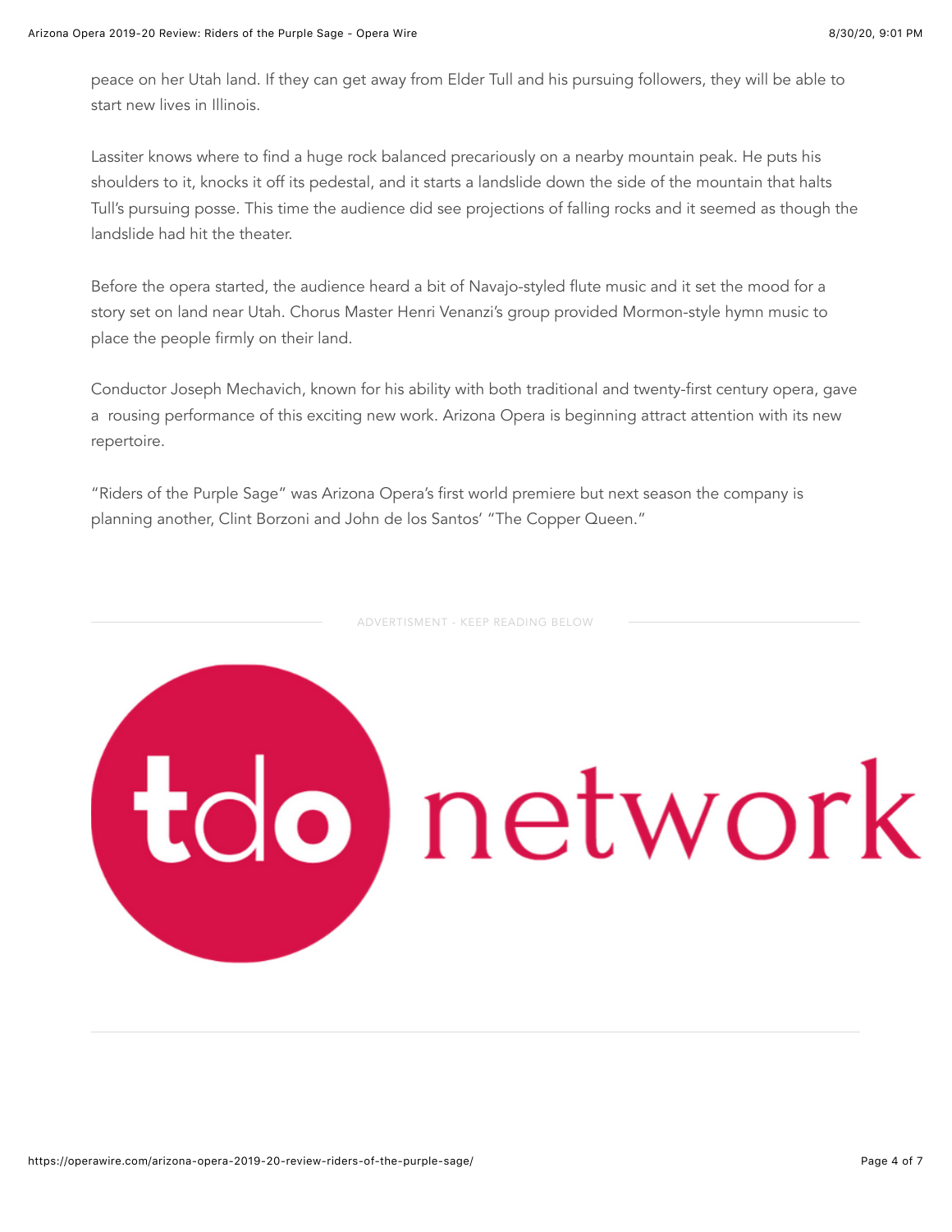peace on her Utah land. If they can get away from Elder Tull and his pursuing followers, they will be able to start new lives in Illinois.

Lassiter knows where to find a huge rock balanced precariously on a nearby mountain peak. He puts his shoulders to it, knocks it off its pedestal, and it starts a landslide down the side of the mountain that halts Tull's pursuing posse. This time the audience did see projections of falling rocks and it seemed as though the landslide had hit the theater.

Before the opera started, the audience heard a bit of Navajo-styled flute music and it set the mood for a story set on land near Utah. Chorus Master Henri Venanzi's group provided Mormon-style hymn music to place the people firmly on their land.

Conductor Joseph Mechavich, known for his ability with both traditional and twenty-first century opera, gave a rousing performance of this exciting new work. Arizona Opera is beginning attract attention with its new repertoire.

"Riders of the Purple Sage" was Arizona Opera's first world premiere but next season the company is planning another, Clint Borzoni and John de los Santos' "The Copper Queen."

ADVERTISMENT - KEEP READING BELOW

tdo network